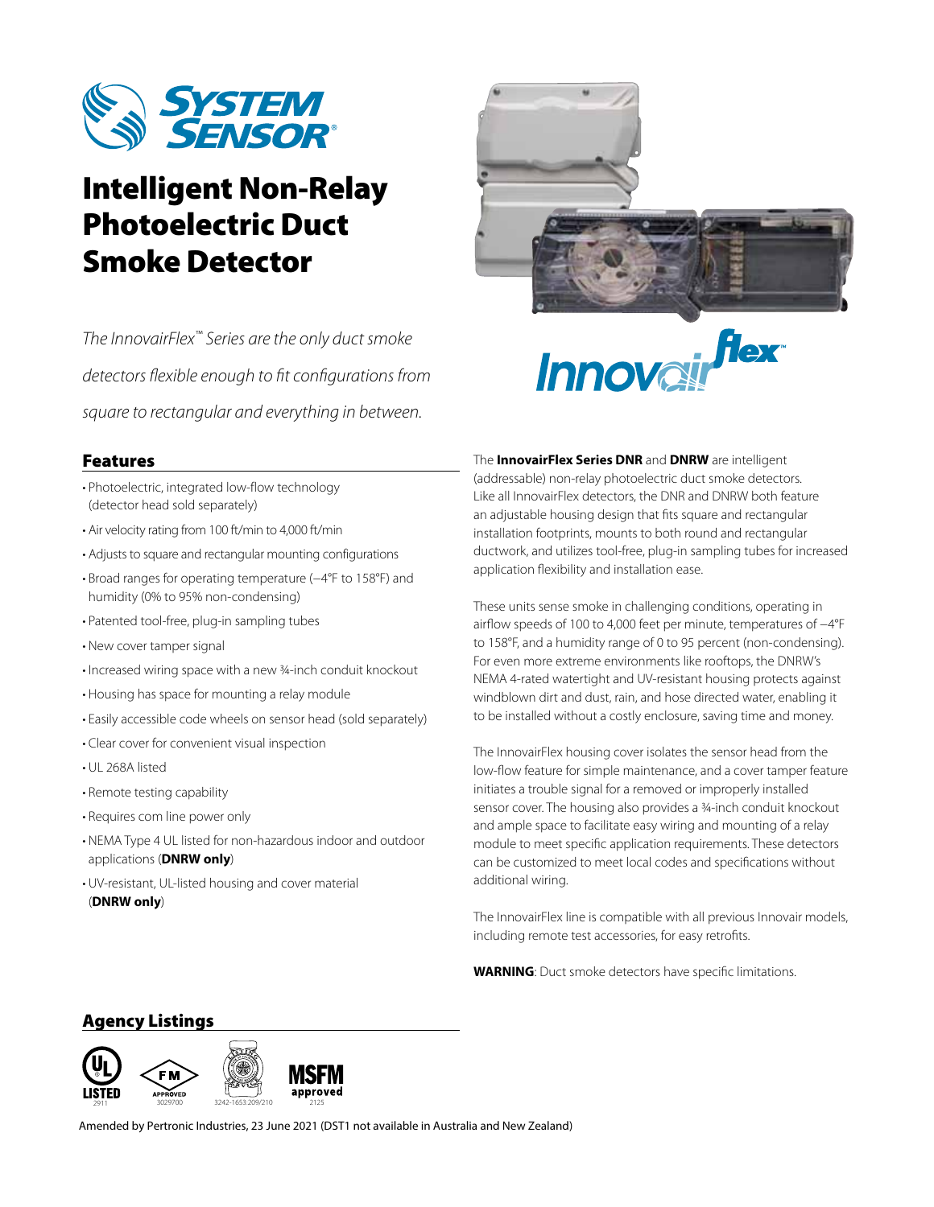# Intelligent Non-Relay Photoelectric Duct Smoke Detector

*The InnovairFlex™ Series are the only duct smoke detectors flexible enough to fit configurations from square to rectangular and everything in between.*

## Features

- Photoelectric, integrated low-flow technology (detector head sold separately)
- Air velocity rating from 100 ft/min to 4,000 ft/min
- Adjusts to square and rectangular mounting configurations
- Broad ranges for operating temperature (–4°F to 158°F) and humidity (0% to 95% non-condensing)
- Patented tool-free, plug-in sampling tubes
- New cover tamper signal
- Increased wiring space with a new ¾-inch conduit knockout
- Housing has space for mounting a relay module
- Easily accessible code wheels on sensor head (sold separately)
- Clear cover for convenient visual inspection
- UL 268A listed
- Remote testing capability
- Requires com line power only
- NEMA Type 4 UL listed for non-hazardous indoor and outdoor applications (**DNRW only**)
- UV-resistant, UL-listed housing and cover material (**DNRW only**)

The **InnovairFlex Series DNR** and **DNRW** are intelligent (addressable) non-relay photoelectric duct smoke detectors. Like all InnovairFlex detectors, the DNR and DNRW both feature an adjustable housing design that fits square and rectangular installation footprints, mounts to both round and rectangular ductwork, and utilizes tool-free, plug-in sampling tubes for increased application flexibility and installation ease.

These units sense smoke in challenging conditions, operating in airflow speeds of 100 to 4,000 feet per minute, temperatures of –4°F to 158°F, and a humidity range of 0 to 95 percent (non-condensing). For even more extreme environments like rooftops, the DNRW's NEMA 4-rated watertight and UV-resistant housing protects against windblown dirt and dust, rain, and hose directed water, enabling it to be installed without a costly enclosure, saving time and money.

The InnovairFlex housing cover isolates the sensor head from the low-flow feature for simple maintenance, and a cover tamper feature initiates a trouble signal for a removed or improperly installed sensor cover. The housing also provides a ¾-inch conduit knockout and ample space to facilitate easy wiring and mounting of a relay module to meet specific application requirements. These detectors can be customized to meet local codes and specifications without additional wiring.

The InnovairFlex line is compatible with all previous Innovair models, including remote test accessories, for easy retrofits.

**WARNING**: Duct smoke detectors have specific limitations.

## Agency Listings

UL LISTED 2911 | FM APPROVED 3029700 | 3242-1653.209/210 | MSFM approved 2125

Amended by Pertronic Industries, 23 June 2021 (DST1 not available in Australia and New Zealand)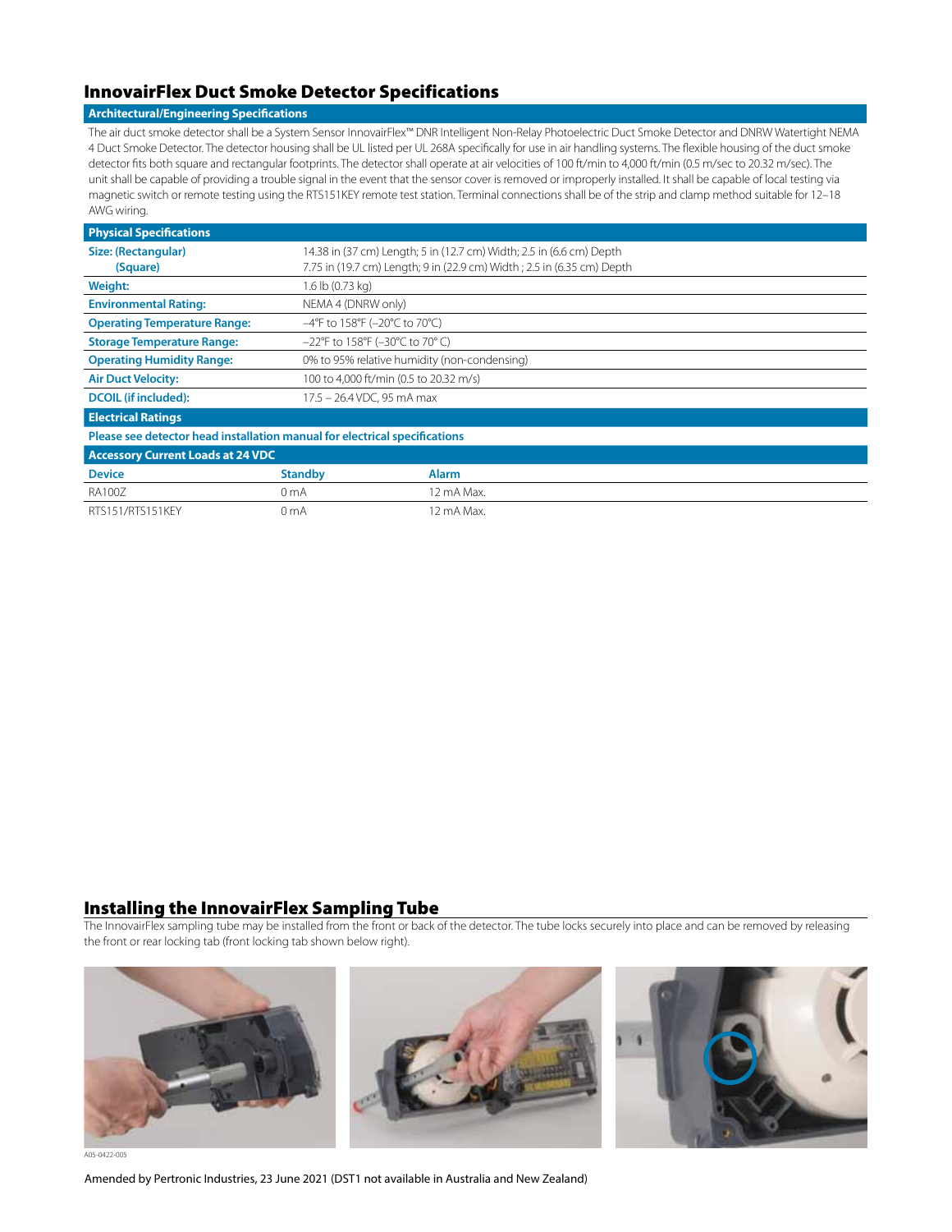## InnovairFlex Duct Smoke Detector Specifications

### Architectural/Engineering Specifications

The air duct smoke detector shall be a System Sensor InnovairFlex™ DNR Intelligent Non-Relay Photoelectric Duct Smoke Detector and DNRW Watertight NEMA 4 Duct Smoke Detector. The detector housing shall be UL listed per UL 268A specifically for use in air handling systems. The flexible housing of the duct smoke detector fits both square and rectangular footprints. The detector shall operate at air velocities of 100 ft/min to 4,000 ft/min (0.5 m/sec to 20.32 m/sec). The unit shall be capable of providing a trouble signal in the event that the sensor cover is removed or improperly installed. It shall be capable of local testing via magnetic switch or remote testing using the RTS151KEY remote test station. Terminal connections shall be of the strip and clamp method suitable for 12–18 AWG wiring.

### Physical Specifications

| | |
|---|---|
| **Size: (Rectangular)** | 14.38 in (37 cm) Length; 5 in (12.7 cm) Width; 2.5 in (6.6 cm) Depth |
| **(Square)** | 7.75 in (19.7 cm) Length; 9 in (22.9 cm) Width ; 2.5 in (6.35 cm) Depth |
| **Weight:** | 1.6 lb (0.73 kg) |
| **Environmental Rating:** | NEMA 4 (DNRW only) |
| **Operating Temperature Range:** | –4°F to 158°F (–20°C to 70°C) |
| **Storage Temperature Range:** | –22°F to 158°F (–30°C to 70° C) |
| **Operating Humidity Range:** | 0% to 95% relative humidity (non-condensing) |
| **Air Duct Velocity:** | 100 to 4,000 ft/min (0.5 to 20.32 m/s) |
| **DCOIL (if included):** | 17.5 – 26.4 VDC, 95 mA max |

### Electrical Ratings

**Please see detector head installation manual for electrical specifications**

### Accessory Current Loads at 24 VDC

| Device | Standby | Alarm |
|---|---|---|
| RA100Z | 0 mA | 12 mA Max. |
| RTS151/RTS151KEY | 0 mA | 12 mA Max. |

## Installing the InnovairFlex Sampling Tube

The InnovairFlex sampling tube may be installed from the front or back of the detector. The tube locks securely into place and can be removed by releasing the front or rear locking tab (front locking tab shown below right).

A05-0422-005

Amended by Pertronic Industries, 23 June 2021 (DST1 not available in Australia and New Zealand)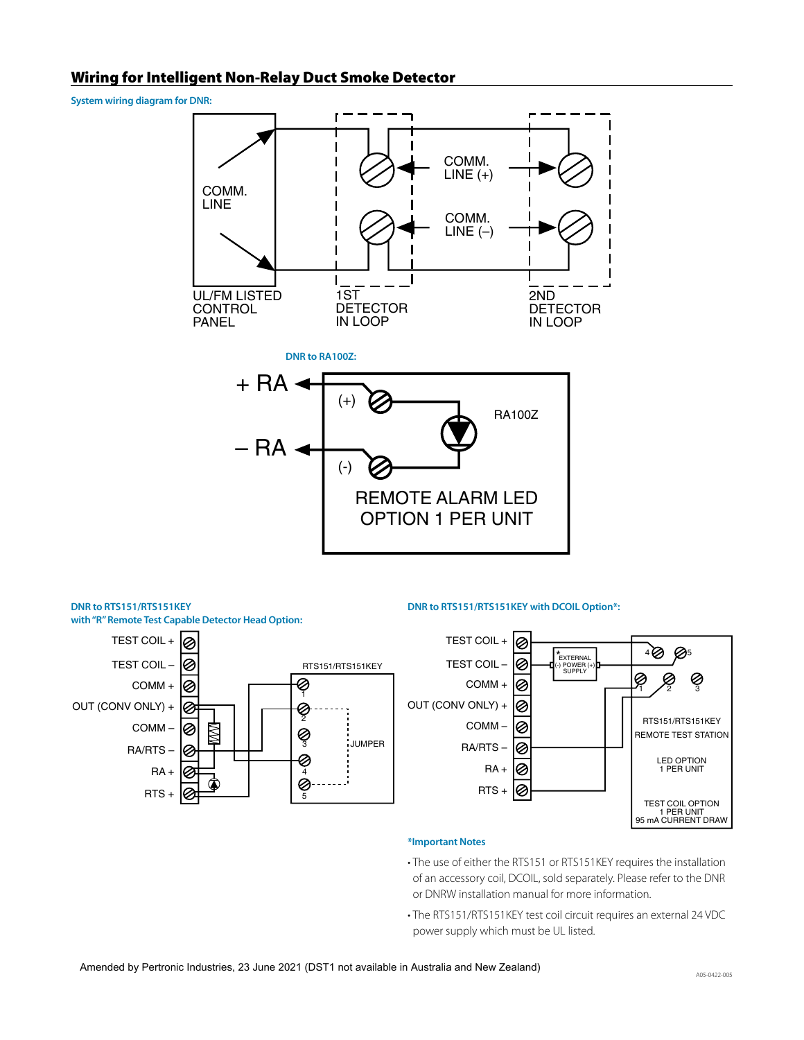## Wiring for Intelligent Non-Relay Duct Smoke Detector

**System wiring diagram for DNR:**

COMM. LINE

UL/FM LISTED CONTROL PANEL

COMM. LINE (+)

COMM. LINE (–)

1ST DETECTOR IN LOOP

2ND DETECTOR IN LOOP

**DNR to RA100Z:**

+ RA

– RA

(+)

(-)

RA100Z

REMOTE ALARM LED OPTION 1 PER UNIT

**DNR to RTS151/RTS151KEY with "R" Remote Test Capable Detector Head Option:**

TEST COIL +
TEST COIL –
COMM +
OUT (CONV ONLY) +
COMM –
RA/RTS –
RA +
RTS +

RTS151/RTS151KEY

JUMPER

**DNR to RTS151/RTS151KEY with DCOIL Option*:**

TEST COIL +
TEST COIL –
COMM +
OUT (CONV ONLY) +
COMM –
RA/RTS –
RA +
RTS +

EXTERNAL (-) POWER (+) SUPPLY

RTS151/RTS151KEY REMOTE TEST STATION

LED OPTION 1 PER UNIT

TEST COIL OPTION 1 PER UNIT 95 mA CURRENT DRAW

***Important Notes**

- The use of either the RTS151 or RTS151KEY requires the installation of an accessory coil, DCOIL, sold separately. Please refer to the DNR or DNRW installation manual for more information.
- The RTS151/RTS151KEY test coil circuit requires an external 24 VDC power supply which must be UL listed.

Amended by Pertronic Industries, 23 June 2021 (DST1 not available in Australia and New Zealand)

A05-0422-005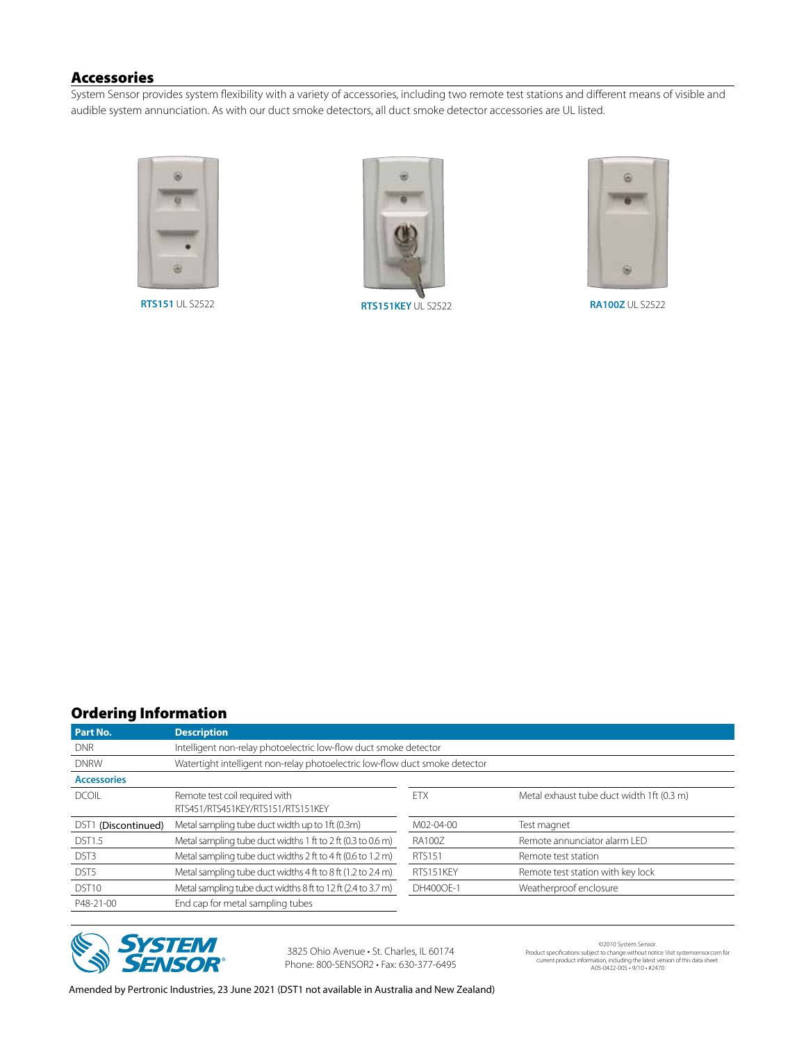## Accessories

System Sensor provides system flexibility with a variety of accessories, including two remote test stations and different means of visible and audible system annunciation. As with our duct smoke detectors, all duct smoke detector accessories are UL listed.

**RTS151** UL S2522

**RTS151KEY** UL S2522

**RA100Z** UL S2522

## Ordering Information

| Part No. | Description | | |
|---|---|---|---|
| DNR | Intelligent non-relay photoelectric low-flow duct smoke detector | | |
| DNRW | Watertight intelligent non-relay photoelectric low-flow duct smoke detector | | |
| **Accessories** | | | |
| DCOIL | Remote test coil required with RTS451/RTS451KEY/RTS151/RTS151KEY | ETX | Metal exhaust tube duct width 1ft (0.3 m) |
| DST1 (Discontinued) | Metal sampling tube duct width up to 1ft (0.3m) | M02-04-00 | Test magnet |
| DST1.5 | Metal sampling tube duct widths 1 ft to 2 ft (0.3 to 0.6 m) | RA100Z | Remote annunciator alarm LED |
| DST3 | Metal sampling tube duct widths 2 ft to 4 ft (0.6 to 1.2 m) | RTS151 | Remote test station |
| DST5 | Metal sampling tube duct widths 4 ft to 8 ft (1.2 to 2.4 m) | RTS151KEY | Remote test station with key lock |
| DST10 | Metal sampling tube duct widths 8 ft to 12 ft (2.4 to 3.7 m) | DH400OE-1 | Weatherproof enclosure |
| P48-21-00 | End cap for metal sampling tubes | | |

SYSTEM SENSOR®

3825 Ohio Avenue • St. Charles, IL 60174
Phone: 800-SENSOR2 • Fax: 630-377-6495

©2010 System Sensor.
Product specifications subject to change without notice. Visit systemsensor.com for current product information, including the latest version of this data sheet.
A05-0422-005 • 9/10 • #2470

Amended by Pertronic Industries, 23 June 2021 (DST1 not available in Australia and New Zealand)